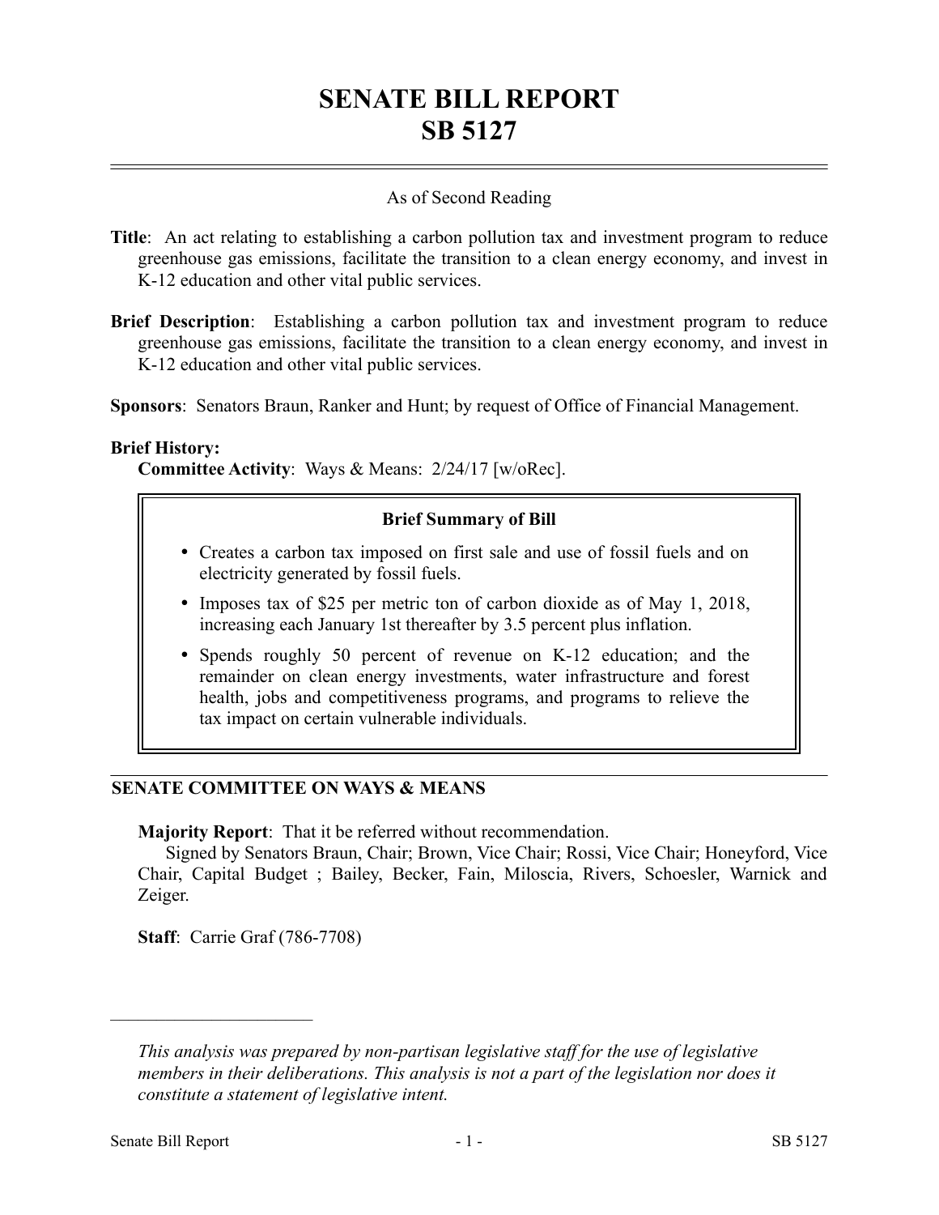# SENATE BILL REPORT
# SB 5127

As of Second Reading

**Title**: An act relating to establishing a carbon pollution tax and investment program to reduce greenhouse gas emissions, facilitate the transition to a clean energy economy, and invest in K-12 education and other vital public services.

**Brief Description**: Establishing a carbon pollution tax and investment program to reduce greenhouse gas emissions, facilitate the transition to a clean energy economy, and invest in K-12 education and other vital public services.

**Sponsors**: Senators Braun, Ranker and Hunt; by request of Office of Financial Management.

**Brief History:**

**Committee Activity**: Ways & Means: 2/24/17 [w/oRec].

**Brief Summary of Bill**

- Creates a carbon tax imposed on first sale and use of fossil fuels and on electricity generated by fossil fuels.
- Imposes tax of $25 per metric ton of carbon dioxide as of May 1, 2018, increasing each January 1st thereafter by 3.5 percent plus inflation.
- Spends roughly 50 percent of revenue on K-12 education; and the remainder on clean energy investments, water infrastructure and forest health, jobs and competitiveness programs, and programs to relieve the tax impact on certain vulnerable individuals.

## SENATE COMMITTEE ON WAYS & MEANS

**Majority Report**: That it be referred without recommendation.

Signed by Senators Braun, Chair; Brown, Vice Chair; Rossi, Vice Chair; Honeyford, Vice Chair, Capital Budget ; Bailey, Becker, Fain, Miloscia, Rivers, Schoesler, Warnick and Zeiger.

**Staff**: Carrie Graf (786-7708)

---

*This analysis was prepared by non-partisan legislative staff for the use of legislative members in their deliberations. This analysis is not a part of the legislation nor does it constitute a statement of legislative intent.*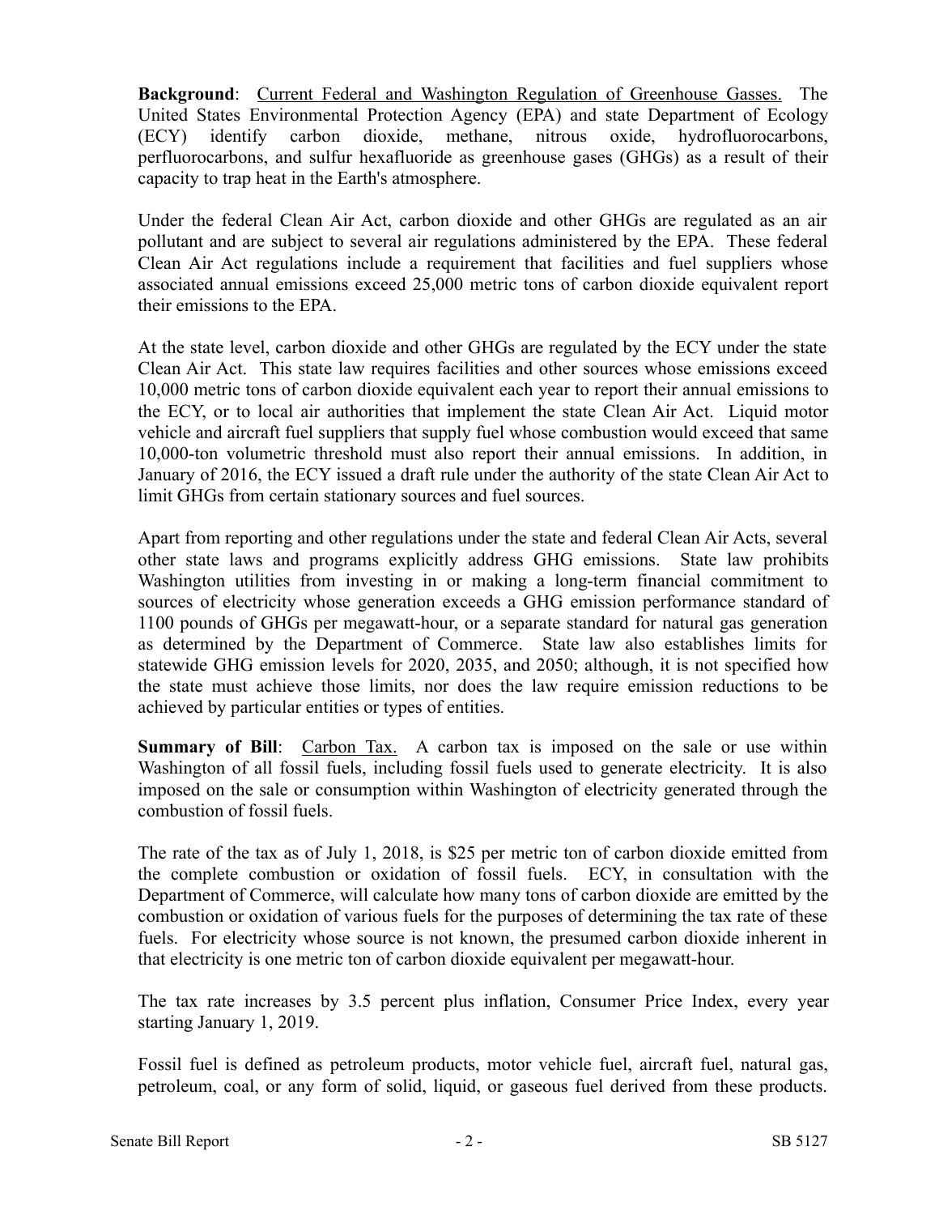**Background**: Current Federal and Washington Regulation of Greenhouse Gasses. The United States Environmental Protection Agency (EPA) and state Department of Ecology (ECY) identify carbon dioxide, methane, nitrous oxide, hydrofluorocarbons, perfluorocarbons, and sulfur hexafluoride as greenhouse gases (GHGs) as a result of their capacity to trap heat in the Earth's atmosphere.

Under the federal Clean Air Act, carbon dioxide and other GHGs are regulated as an air pollutant and are subject to several air regulations administered by the EPA. These federal Clean Air Act regulations include a requirement that facilities and fuel suppliers whose associated annual emissions exceed 25,000 metric tons of carbon dioxide equivalent report their emissions to the EPA.

At the state level, carbon dioxide and other GHGs are regulated by the ECY under the state Clean Air Act. This state law requires facilities and other sources whose emissions exceed 10,000 metric tons of carbon dioxide equivalent each year to report their annual emissions to the ECY, or to local air authorities that implement the state Clean Air Act. Liquid motor vehicle and aircraft fuel suppliers that supply fuel whose combustion would exceed that same 10,000-ton volumetric threshold must also report their annual emissions. In addition, in January of 2016, the ECY issued a draft rule under the authority of the state Clean Air Act to limit GHGs from certain stationary sources and fuel sources.

Apart from reporting and other regulations under the state and federal Clean Air Acts, several other state laws and programs explicitly address GHG emissions. State law prohibits Washington utilities from investing in or making a long-term financial commitment to sources of electricity whose generation exceeds a GHG emission performance standard of 1100 pounds of GHGs per megawatt-hour, or a separate standard for natural gas generation as determined by the Department of Commerce. State law also establishes limits for statewide GHG emission levels for 2020, 2035, and 2050; although, it is not specified how the state must achieve those limits, nor does the law require emission reductions to be achieved by particular entities or types of entities.

**Summary of Bill**: Carbon Tax. A carbon tax is imposed on the sale or use within Washington of all fossil fuels, including fossil fuels used to generate electricity. It is also imposed on the sale or consumption within Washington of electricity generated through the combustion of fossil fuels.

The rate of the tax as of July 1, 2018, is $25 per metric ton of carbon dioxide emitted from the complete combustion or oxidation of fossil fuels. ECY, in consultation with the Department of Commerce, will calculate how many tons of carbon dioxide are emitted by the combustion or oxidation of various fuels for the purposes of determining the tax rate of these fuels. For electricity whose source is not known, the presumed carbon dioxide inherent in that electricity is one metric ton of carbon dioxide equivalent per megawatt-hour.

The tax rate increases by 3.5 percent plus inflation, Consumer Price Index, every year starting January 1, 2019.

Fossil fuel is defined as petroleum products, motor vehicle fuel, aircraft fuel, natural gas, petroleum, coal, or any form of solid, liquid, or gaseous fuel derived from these products.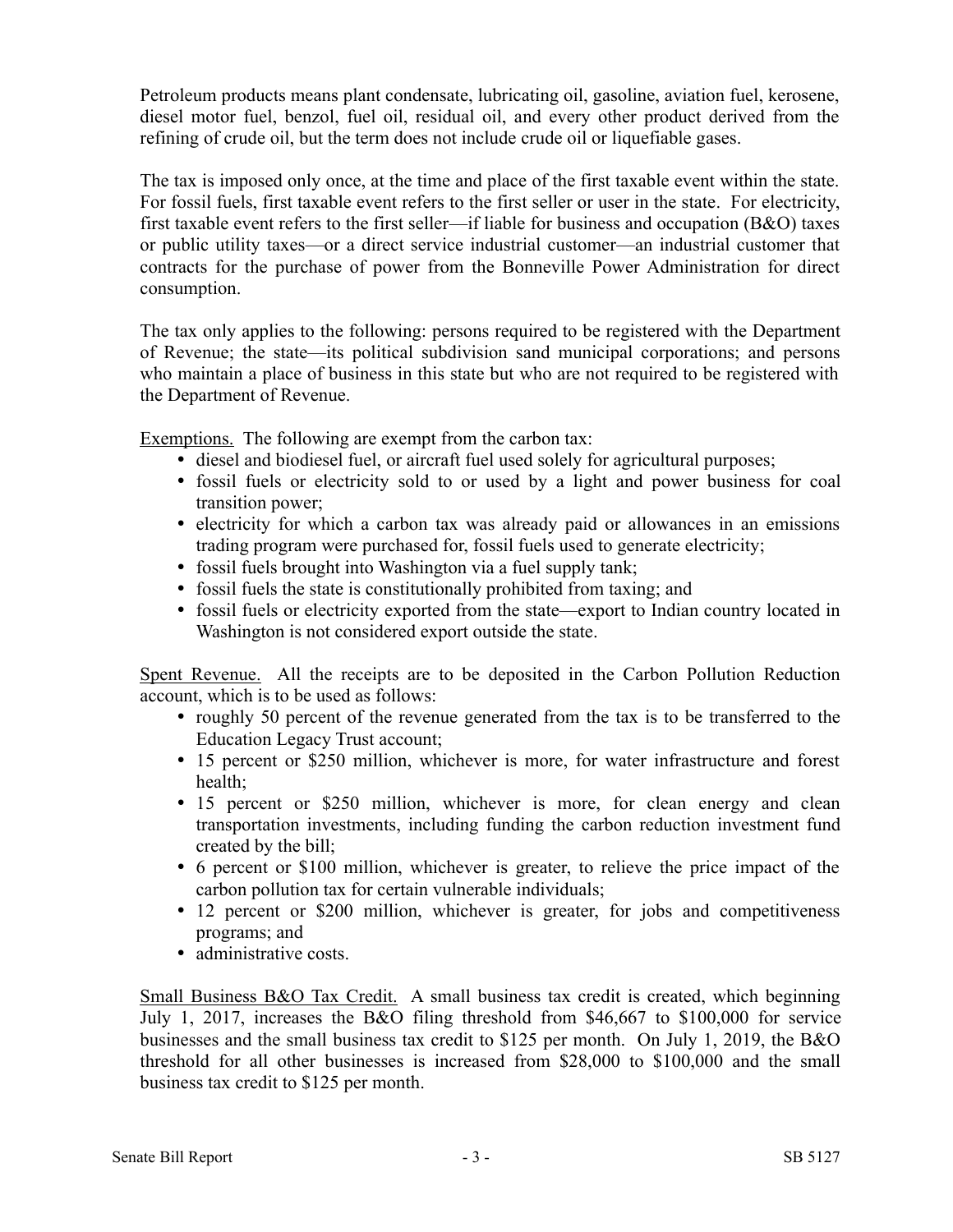Petroleum products means plant condensate, lubricating oil, gasoline, aviation fuel, kerosene, diesel motor fuel, benzol, fuel oil, residual oil, and every other product derived from the refining of crude oil, but the term does not include crude oil or liquefiable gases.

The tax is imposed only once, at the time and place of the first taxable event within the state. For fossil fuels, first taxable event refers to the first seller or user in the state. For electricity, first taxable event refers to the first seller—if liable for business and occupation (B&O) taxes or public utility taxes—or a direct service industrial customer—an industrial customer that contracts for the purchase of power from the Bonneville Power Administration for direct consumption.

The tax only applies to the following: persons required to be registered with the Department of Revenue; the state—its political subdivision sand municipal corporations; and persons who maintain a place of business in this state but who are not required to be registered with the Department of Revenue.

Exemptions. The following are exempt from the carbon tax:

- diesel and biodiesel fuel, or aircraft fuel used solely for agricultural purposes;
- fossil fuels or electricity sold to or used by a light and power business for coal transition power;
- electricity for which a carbon tax was already paid or allowances in an emissions trading program were purchased for, fossil fuels used to generate electricity;
- fossil fuels brought into Washington via a fuel supply tank;
- fossil fuels the state is constitutionally prohibited from taxing; and
- fossil fuels or electricity exported from the state—export to Indian country located in Washington is not considered export outside the state.

Spent Revenue. All the receipts are to be deposited in the Carbon Pollution Reduction account, which is to be used as follows:

- roughly 50 percent of the revenue generated from the tax is to be transferred to the Education Legacy Trust account;
- 15 percent or $250 million, whichever is more, for water infrastructure and forest health;
- 15 percent or $250 million, whichever is more, for clean energy and clean transportation investments, including funding the carbon reduction investment fund created by the bill;
- 6 percent or $100 million, whichever is greater, to relieve the price impact of the carbon pollution tax for certain vulnerable individuals;
- 12 percent or $200 million, whichever is greater, for jobs and competitiveness programs; and
- administrative costs.

Small Business B&O Tax Credit. A small business tax credit is created, which beginning July 1, 2017, increases the B&O filing threshold from $46,667 to $100,000 for service businesses and the small business tax credit to $125 per month. On July 1, 2019, the B&O threshold for all other businesses is increased from $28,000 to $100,000 and the small business tax credit to $125 per month.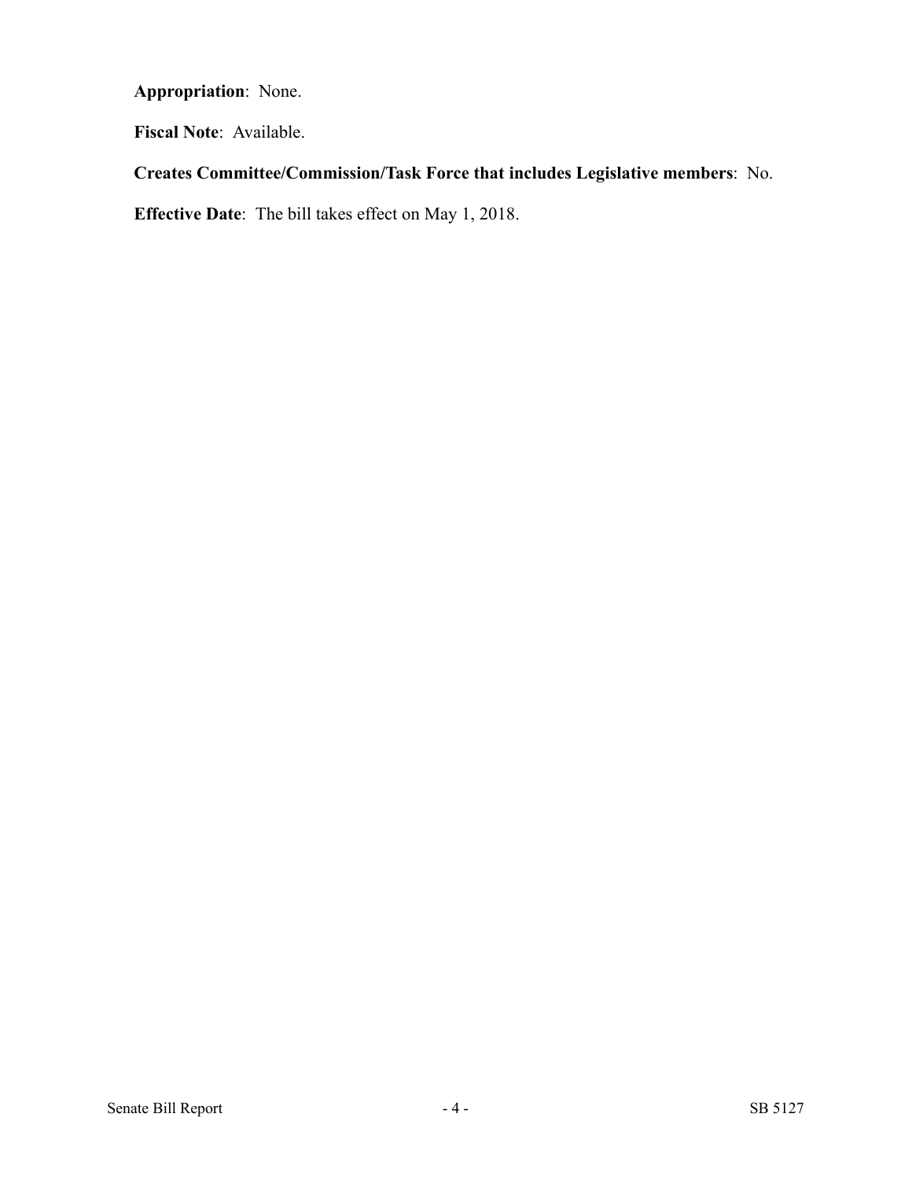**Appropriation**: None.

**Fiscal Note**: Available.

**Creates Committee/Commission/Task Force that includes Legislative members**: No.

**Effective Date**: The bill takes effect on May 1, 2018.